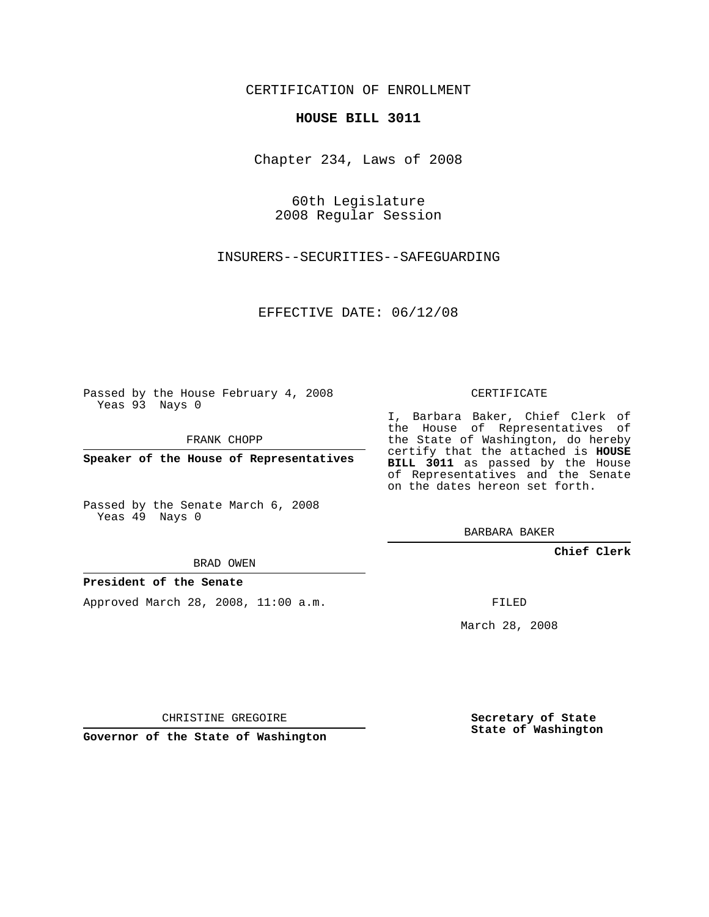CERTIFICATION OF ENROLLMENT

**HOUSE BILL 3011**

Chapter 234, Laws of 2008

60th Legislature
2008 Regular Session

INSURERS--SECURITIES--SAFEGUARDING

EFFECTIVE DATE: 06/12/08

Passed by the House February 4, 2008
Yeas 93 Nays 0

FRANK CHOPP

**Speaker of the House of Representatives**

Passed by the Senate March 6, 2008
Yeas 49 Nays 0

BRAD OWEN

**President of the Senate**

Approved March 28, 2008, 11:00 a.m.

CHRISTINE GREGOIRE

**Governor of the State of Washington**

CERTIFICATE

I, Barbara Baker, Chief Clerk of the House of Representatives of the State of Washington, do hereby certify that the attached is **HOUSE BILL 3011** as passed by the House of Representatives and the Senate on the dates hereon set forth.

BARBARA BAKER

**Chief Clerk**

FILED

March 28, 2008

**Secretary of State**
**State of Washington**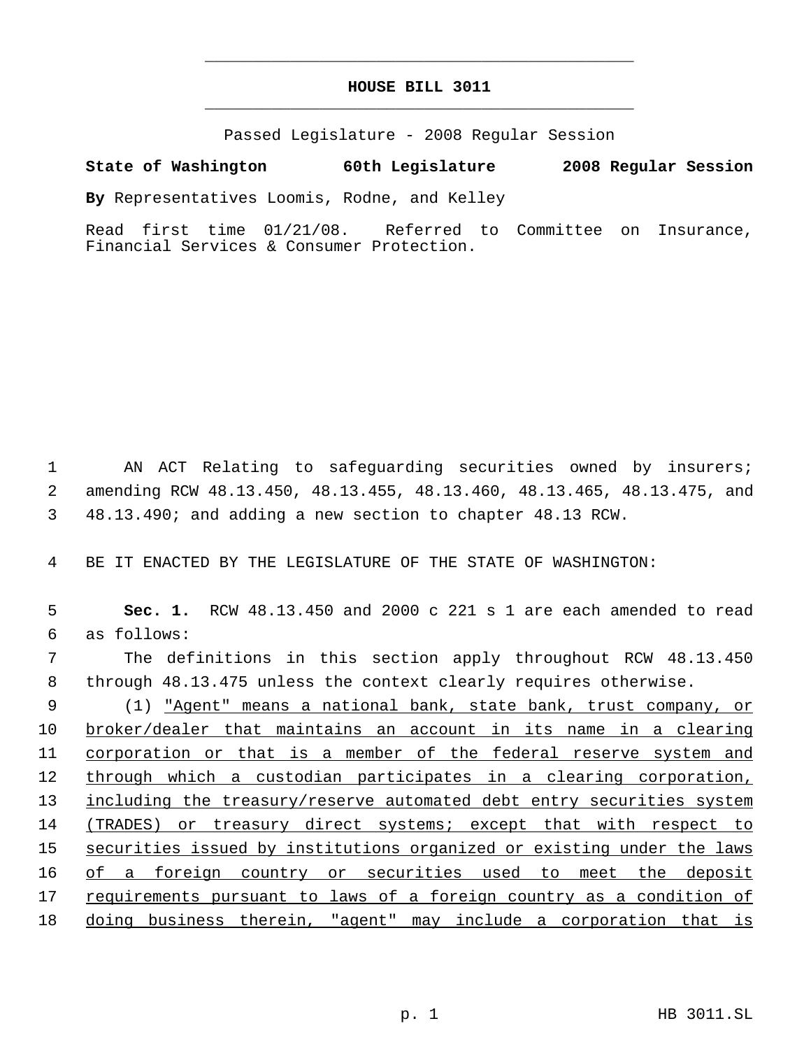# HOUSE BILL 3011

Passed Legislature - 2008 Regular Session

**State of Washington 60th Legislature 2008 Regular Session**

**By** Representatives Loomis, Rodne, and Kelley

Read first time 01/21/08. Referred to Committee on Insurance, Financial Services & Consumer Protection.

AN ACT Relating to safeguarding securities owned by insurers; amending RCW 48.13.450, 48.13.455, 48.13.460, 48.13.465, 48.13.475, and 48.13.490; and adding a new section to chapter 48.13 RCW.

BE IT ENACTED BY THE LEGISLATURE OF THE STATE OF WASHINGTON:

**Sec. 1.** RCW 48.13.450 and 2000 c 221 s 1 are each amended to read as follows:

The definitions in this section apply throughout RCW 48.13.450 through 48.13.475 unless the context clearly requires otherwise.

(1) "Agent" means a national bank, state bank, trust company, or broker/dealer that maintains an account in its name in a clearing corporation or that is a member of the federal reserve system and through which a custodian participates in a clearing corporation, including the treasury/reserve automated debt entry securities system (TRADES) or treasury direct systems; except that with respect to securities issued by institutions organized or existing under the laws of a foreign country or securities used to meet the deposit requirements pursuant to laws of a foreign country as a condition of doing business therein, "agent" may include a corporation that is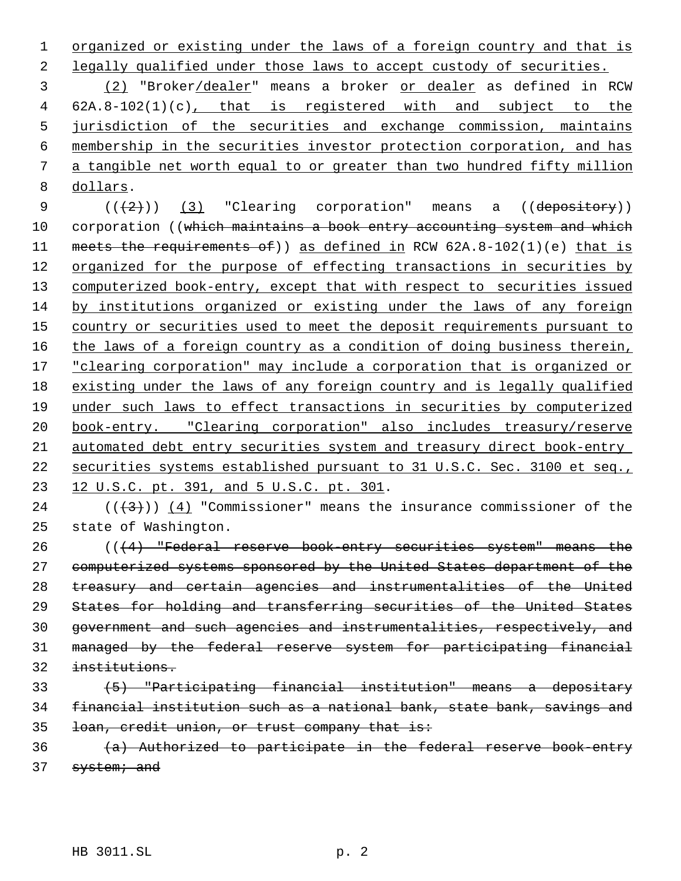organized or existing under the laws of a foreign country and that is legally qualified under those laws to accept custody of securities.

(2) "Broker/dealer" means a broker or dealer as defined in RCW 62A.8-102(1)(c), that is registered with and subject to the jurisdiction of the securities and exchange commission, maintains membership in the securities investor protection corporation, and has a tangible net worth equal to or greater than two hundred fifty million dollars.

(((2))) (3) "Clearing corporation" means a ((~~depository~~)) corporation ((~~which maintains a book entry accounting system and which meets the requirements of~~)) as defined in RCW 62A.8-102(1)(e) that is organized for the purpose of effecting transactions in securities by computerized book-entry, except that with respect to securities issued by institutions organized or existing under the laws of any foreign country or securities used to meet the deposit requirements pursuant to the laws of a foreign country as a condition of doing business therein, "clearing corporation" may include a corporation that is organized or existing under the laws of any foreign country and is legally qualified under such laws to effect transactions in securities by computerized book-entry. "Clearing corporation" also includes treasury/reserve automated debt entry securities system and treasury direct book-entry securities systems established pursuant to 31 U.S.C. Sec. 3100 et seq., 12 U.S.C. pt. 391, and 5 U.S.C. pt. 301.

(((3))) (4) "Commissioner" means the insurance commissioner of the state of Washington.

((~~(4) "Federal reserve book-entry securities system" means the computerized systems sponsored by the United States department of the treasury and certain agencies and instrumentalities of the United States for holding and transferring securities of the United States government and such agencies and instrumentalities, respectively, and managed by the federal reserve system for participating financial institutions.~~

~~(5) "Participating financial institution" means a depositary financial institution such as a national bank, state bank, savings and loan, credit union, or trust company that is:~~

~~(a) Authorized to participate in the federal reserve book-entry system; and~~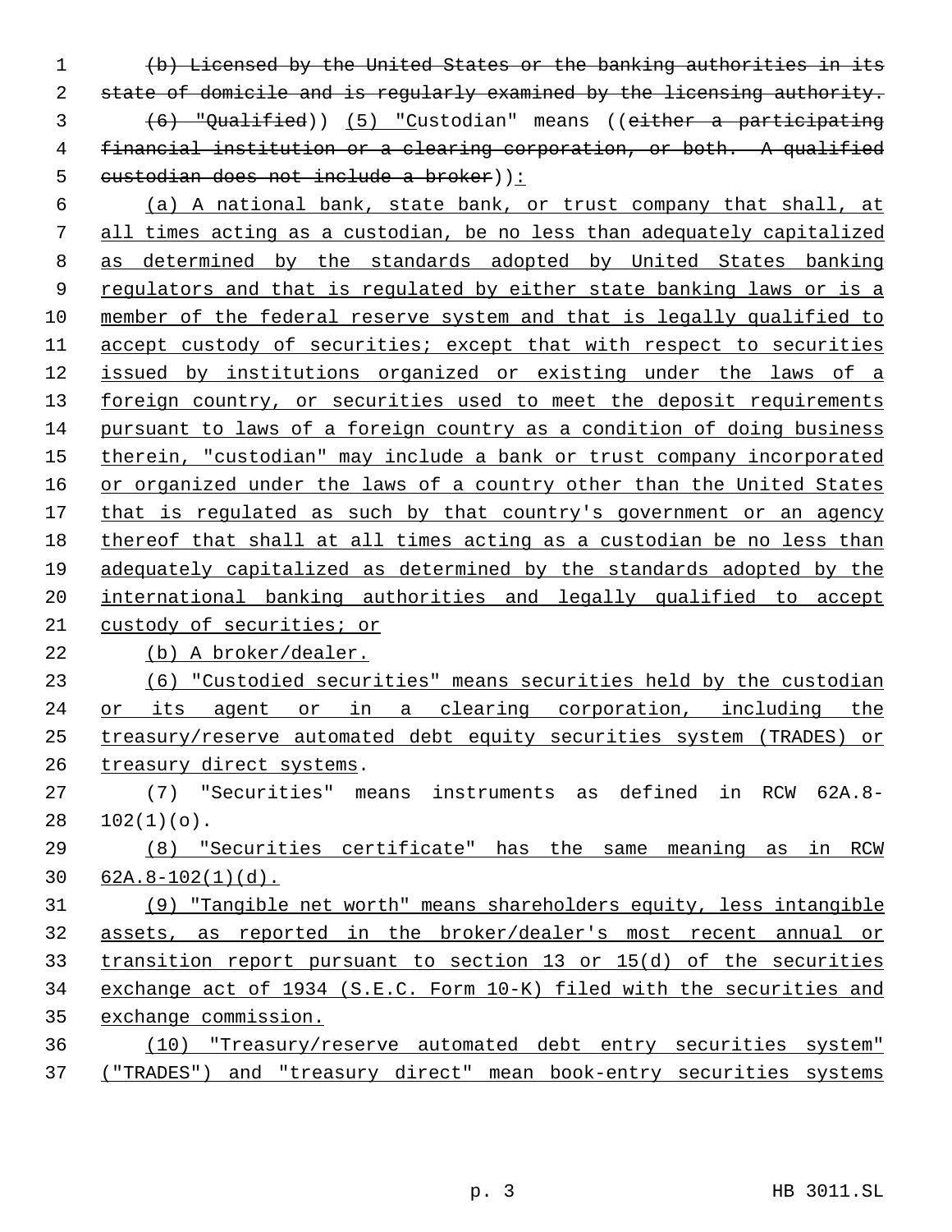~~(b) Licensed by the United States or the banking authorities in its state of domicile and is regularly examined by the licensing authority.~~

~~(6) "Qualified~~)) (5) "Custodian" means ((~~either a participating financial institution or a clearing corporation, or both. A qualified custodian does not include a broker~~)):

(a) A national bank, state bank, or trust company that shall, at all times acting as a custodian, be no less than adequately capitalized as determined by the standards adopted by United States banking regulators and that is regulated by either state banking laws or is a member of the federal reserve system and that is legally qualified to accept custody of securities; except that with respect to securities issued by institutions organized or existing under the laws of a foreign country, or securities used to meet the deposit requirements pursuant to laws of a foreign country as a condition of doing business therein, "custodian" may include a bank or trust company incorporated or organized under the laws of a country other than the United States that is regulated as such by that country's government or an agency thereof that shall at all times acting as a custodian be no less than adequately capitalized as determined by the standards adopted by the international banking authorities and legally qualified to accept custody of securities; or

(b) A broker/dealer.

(6) "Custodied securities" means securities held by the custodian or its agent or in a clearing corporation, including the treasury/reserve automated debt equity securities system (TRADES) or treasury direct systems.

(7) "Securities" means instruments as defined in RCW 62A.8-102(1)(o).

(8) "Securities certificate" has the same meaning as in RCW 62A.8-102(1)(d).

(9) "Tangible net worth" means shareholders equity, less intangible assets, as reported in the broker/dealer's most recent annual or transition report pursuant to section 13 or 15(d) of the securities exchange act of 1934 (S.E.C. Form 10-K) filed with the securities and exchange commission.

(10) "Treasury/reserve automated debt entry securities system" ("TRADES") and "treasury direct" mean book-entry securities systems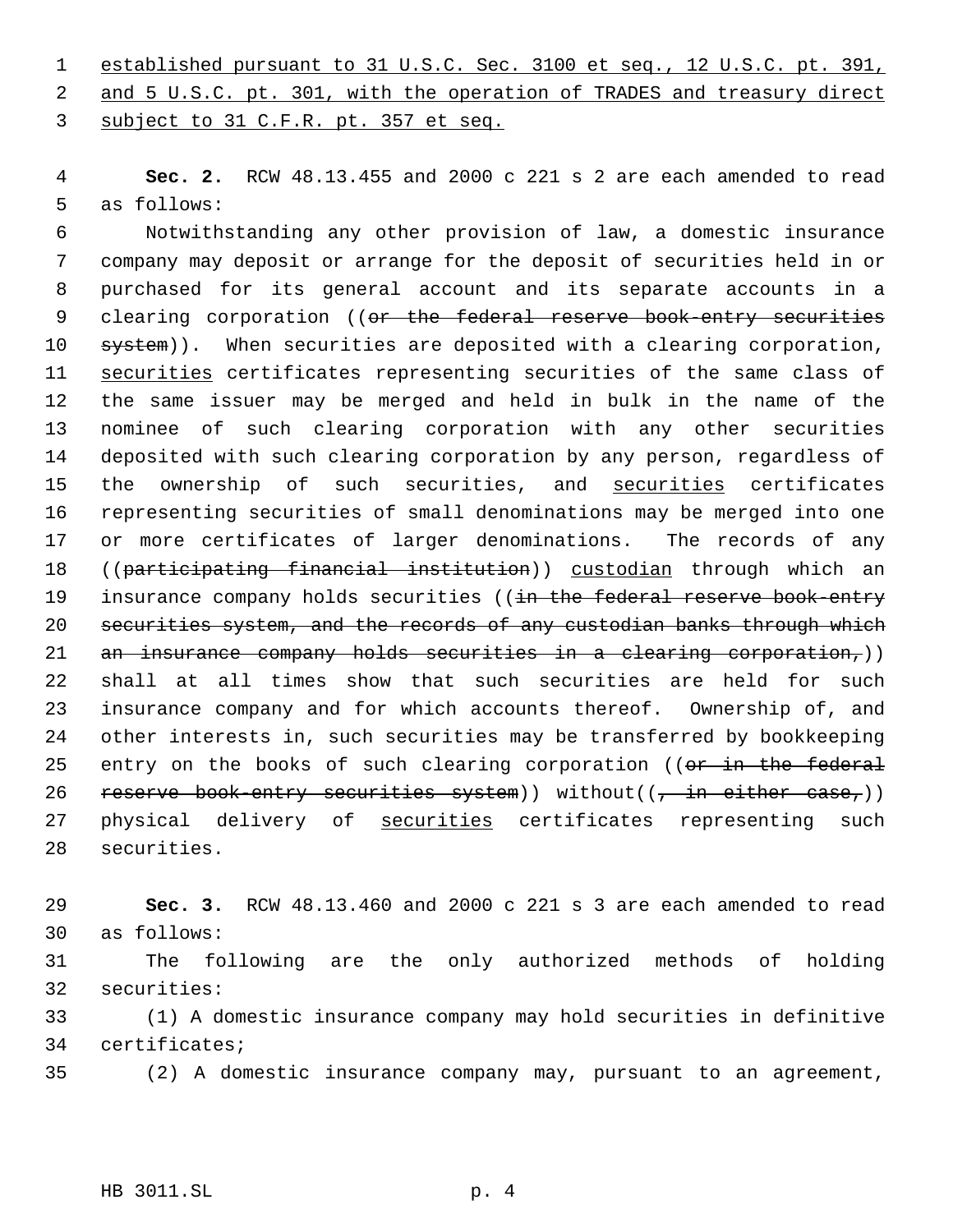established pursuant to 31 U.S.C. Sec. 3100 et seq., 12 U.S.C. pt. 391, and 5 U.S.C. pt. 301, with the operation of TRADES and treasury direct subject to 31 C.F.R. pt. 357 et seq.

**Sec. 2.** RCW 48.13.455 and 2000 c 221 s 2 are each amended to read as follows:

Notwithstanding any other provision of law, a domestic insurance company may deposit or arrange for the deposit of securities held in or purchased for its general account and its separate accounts in a clearing corporation ((~~or the federal reserve book-entry securities system~~)). When securities are deposited with a clearing corporation, securities certificates representing securities of the same class of the same issuer may be merged and held in bulk in the name of the nominee of such clearing corporation with any other securities deposited with such clearing corporation by any person, regardless of the ownership of such securities, and securities certificates representing securities of small denominations may be merged into one or more certificates of larger denominations. The records of any ((~~participating financial institution~~)) custodian through which an insurance company holds securities ((~~in the federal reserve book-entry securities system, and the records of any custodian banks through which an insurance company holds securities in a clearing corporation,~~)) shall at all times show that such securities are held for such insurance company and for which accounts thereof. Ownership of, and other interests in, such securities may be transferred by bookkeeping entry on the books of such clearing corporation ((~~or in the federal reserve book-entry securities system~~)) without((~~, in either case,~~)) physical delivery of securities certificates representing such securities.

**Sec. 3.** RCW 48.13.460 and 2000 c 221 s 3 are each amended to read as follows:

The following are the only authorized methods of holding securities:

(1) A domestic insurance company may hold securities in definitive certificates;

(2) A domestic insurance company may, pursuant to an agreement,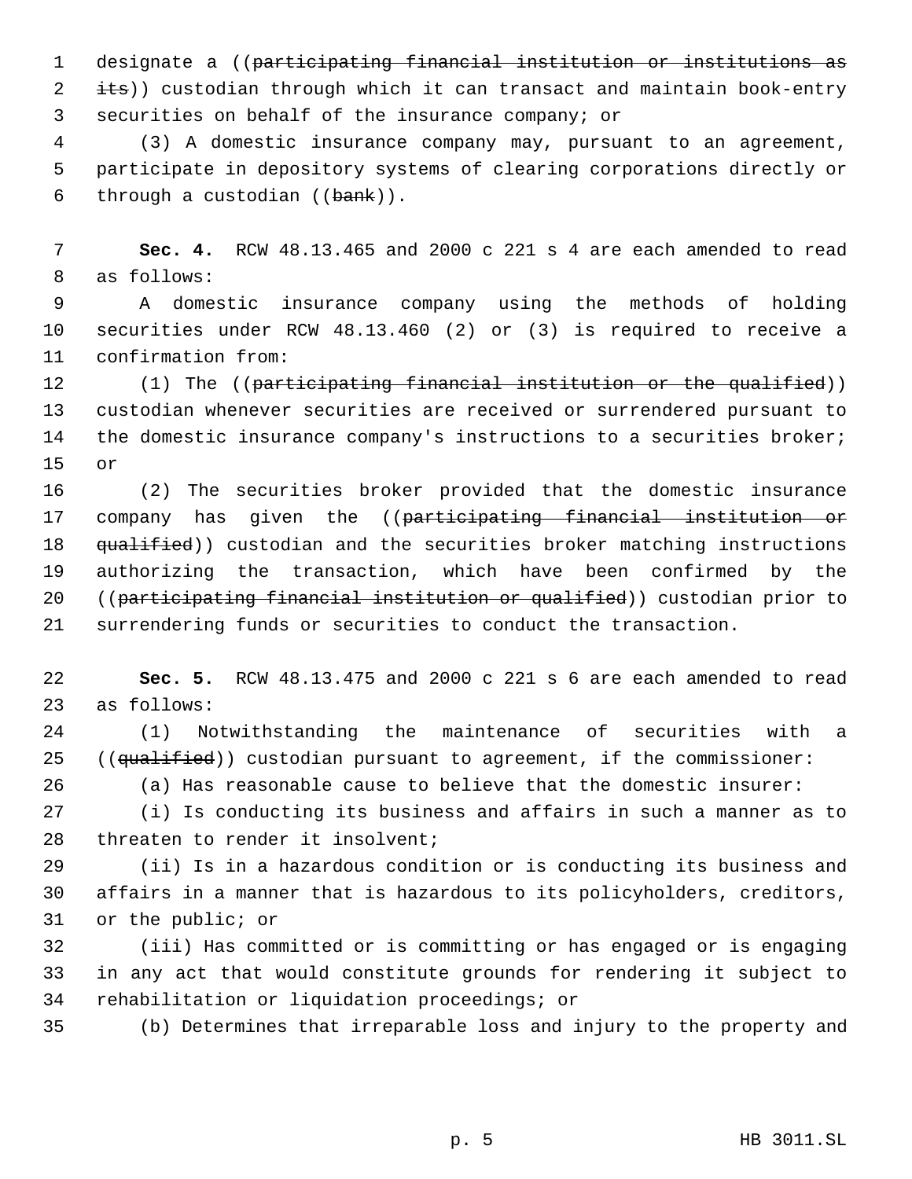designate a ((~~participating financial institution or institutions as its~~)) custodian through which it can transact and maintain book-entry securities on behalf of the insurance company; or

(3) A domestic insurance company may, pursuant to an agreement, participate in depository systems of clearing corporations directly or through a custodian ((~~bank~~)).

**Sec. 4.** RCW 48.13.465 and 2000 c 221 s 4 are each amended to read as follows:

A domestic insurance company using the methods of holding securities under RCW 48.13.460 (2) or (3) is required to receive a confirmation from:

(1) The ((~~participating financial institution or the qualified~~)) custodian whenever securities are received or surrendered pursuant to the domestic insurance company's instructions to a securities broker; or

(2) The securities broker provided that the domestic insurance company has given the ((~~participating financial institution or qualified~~)) custodian and the securities broker matching instructions authorizing the transaction, which have been confirmed by the ((~~participating financial institution or qualified~~)) custodian prior to surrendering funds or securities to conduct the transaction.

**Sec. 5.** RCW 48.13.475 and 2000 c 221 s 6 are each amended to read as follows:

(1) Notwithstanding the maintenance of securities with a ((~~qualified~~)) custodian pursuant to agreement, if the commissioner:

(a) Has reasonable cause to believe that the domestic insurer:

(i) Is conducting its business and affairs in such a manner as to threaten to render it insolvent;

(ii) Is in a hazardous condition or is conducting its business and affairs in a manner that is hazardous to its policyholders, creditors, or the public; or

(iii) Has committed or is committing or has engaged or is engaging in any act that would constitute grounds for rendering it subject to rehabilitation or liquidation proceedings; or

(b) Determines that irreparable loss and injury to the property and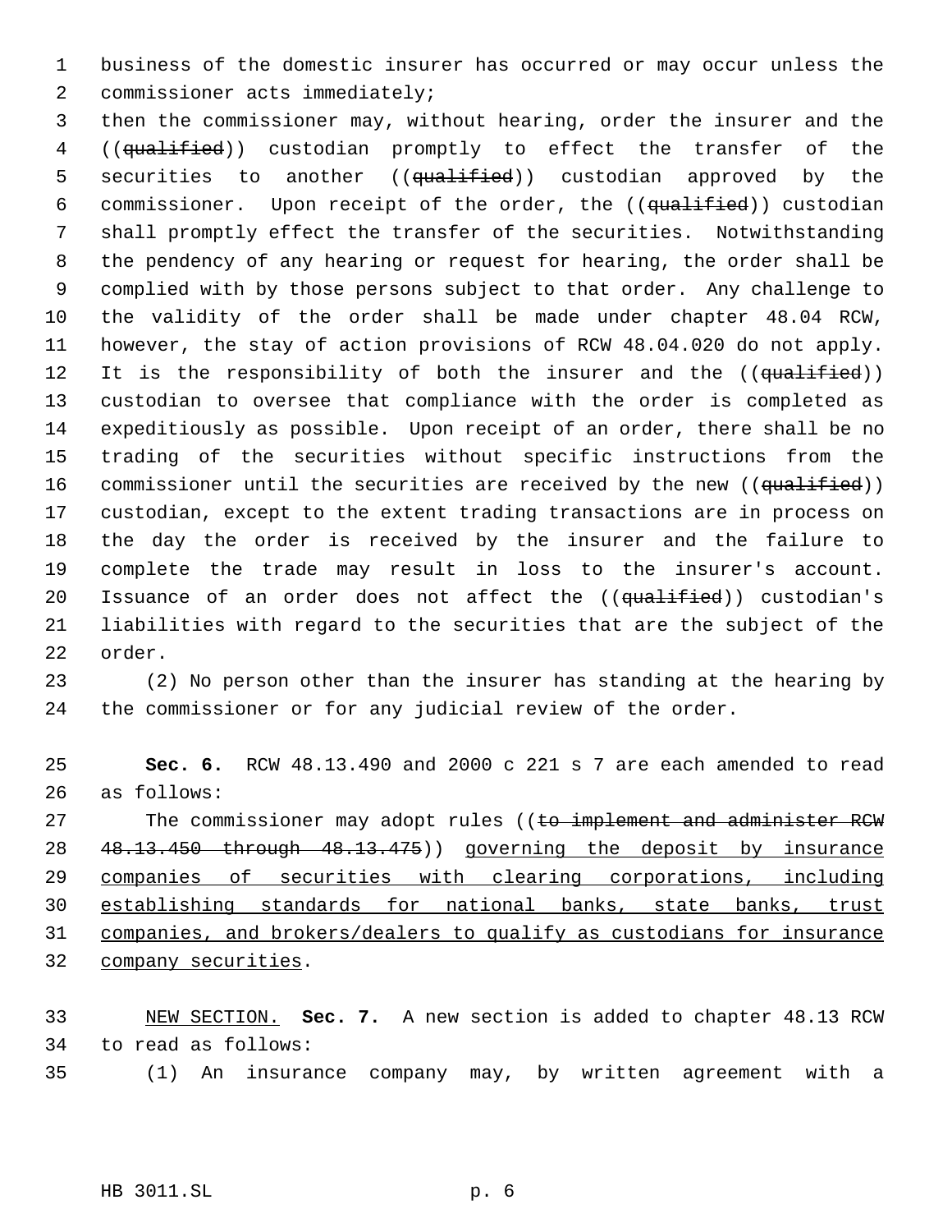business of the domestic insurer has occurred or may occur unless the commissioner acts immediately;

then the commissioner may, without hearing, order the insurer and the ((~~qualified~~)) custodian promptly to effect the transfer of the securities to another ((~~qualified~~)) custodian approved by the commissioner. Upon receipt of the order, the ((~~qualified~~)) custodian shall promptly effect the transfer of the securities. Notwithstanding the pendency of any hearing or request for hearing, the order shall be complied with by those persons subject to that order. Any challenge to the validity of the order shall be made under chapter 48.04 RCW, however, the stay of action provisions of RCW 48.04.020 do not apply. It is the responsibility of both the insurer and the ((~~qualified~~)) custodian to oversee that compliance with the order is completed as expeditiously as possible. Upon receipt of an order, there shall be no trading of the securities without specific instructions from the commissioner until the securities are received by the new ((~~qualified~~)) custodian, except to the extent trading transactions are in process on the day the order is received by the insurer and the failure to complete the trade may result in loss to the insurer's account. Issuance of an order does not affect the ((~~qualified~~)) custodian's liabilities with regard to the securities that are the subject of the order.

(2) No person other than the insurer has standing at the hearing by the commissioner or for any judicial review of the order.

**Sec. 6.** RCW 48.13.490 and 2000 c 221 s 7 are each amended to read as follows:

The commissioner may adopt rules ((~~to implement and administer RCW 48.13.450 through 48.13.475~~)) <u>governing the deposit by insurance companies of securities with clearing corporations, including establishing standards for national banks, state banks, trust companies, and brokers/dealers to qualify as custodians for insurance company securities</u>.

<u>NEW SECTION.</u> **Sec. 7.** A new section is added to chapter 48.13 RCW to read as follows:

(1) An insurance company may, by written agreement with a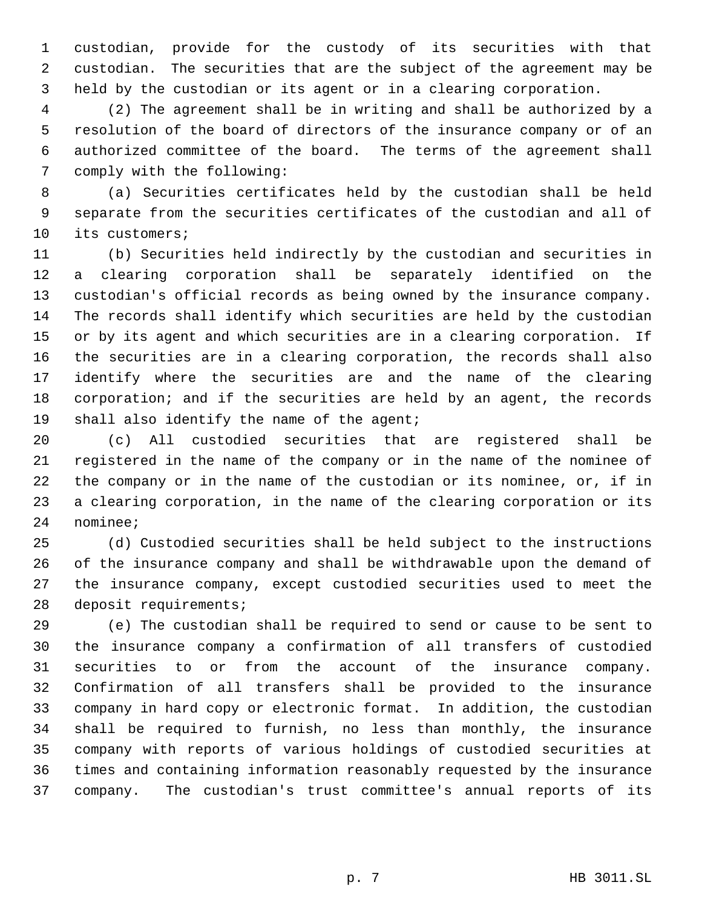custodian, provide for the custody of its securities with that custodian. The securities that are the subject of the agreement may be held by the custodian or its agent or in a clearing corporation.

(2) The agreement shall be in writing and shall be authorized by a resolution of the board of directors of the insurance company or of an authorized committee of the board. The terms of the agreement shall comply with the following:

(a) Securities certificates held by the custodian shall be held separate from the securities certificates of the custodian and all of its customers;

(b) Securities held indirectly by the custodian and securities in a clearing corporation shall be separately identified on the custodian's official records as being owned by the insurance company. The records shall identify which securities are held by the custodian or by its agent and which securities are in a clearing corporation. If the securities are in a clearing corporation, the records shall also identify where the securities are and the name of the clearing corporation; and if the securities are held by an agent, the records shall also identify the name of the agent;

(c) All custodied securities that are registered shall be registered in the name of the company or in the name of the nominee of the company or in the name of the custodian or its nominee, or, if in a clearing corporation, in the name of the clearing corporation or its nominee;

(d) Custodied securities shall be held subject to the instructions of the insurance company and shall be withdrawable upon the demand of the insurance company, except custodied securities used to meet the deposit requirements;

(e) The custodian shall be required to send or cause to be sent to the insurance company a confirmation of all transfers of custodied securities to or from the account of the insurance company. Confirmation of all transfers shall be provided to the insurance company in hard copy or electronic format. In addition, the custodian shall be required to furnish, no less than monthly, the insurance company with reports of various holdings of custodied securities at times and containing information reasonably requested by the insurance company. The custodian's trust committee's annual reports of its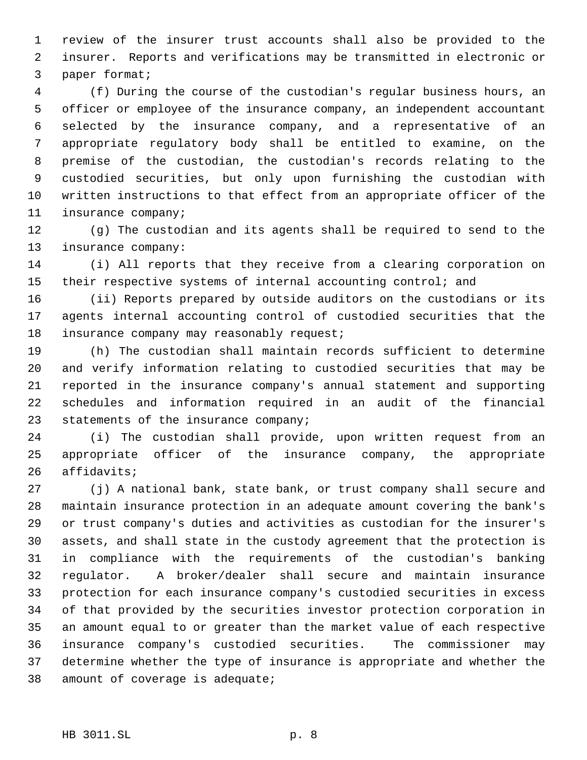review of the insurer trust accounts shall also be provided to the insurer. Reports and verifications may be transmitted in electronic or paper format;

(f) During the course of the custodian's regular business hours, an officer or employee of the insurance company, an independent accountant selected by the insurance company, and a representative of an appropriate regulatory body shall be entitled to examine, on the premise of the custodian, the custodian's records relating to the custodied securities, but only upon furnishing the custodian with written instructions to that effect from an appropriate officer of the insurance company;

(g) The custodian and its agents shall be required to send to the insurance company:

(i) All reports that they receive from a clearing corporation on their respective systems of internal accounting control; and

(ii) Reports prepared by outside auditors on the custodians or its agents internal accounting control of custodied securities that the insurance company may reasonably request;

(h) The custodian shall maintain records sufficient to determine and verify information relating to custodied securities that may be reported in the insurance company's annual statement and supporting schedules and information required in an audit of the financial statements of the insurance company;

(i) The custodian shall provide, upon written request from an appropriate officer of the insurance company, the appropriate affidavits;

(j) A national bank, state bank, or trust company shall secure and maintain insurance protection in an adequate amount covering the bank's or trust company's duties and activities as custodian for the insurer's assets, and shall state in the custody agreement that the protection is in compliance with the requirements of the custodian's banking regulator. A broker/dealer shall secure and maintain insurance protection for each insurance company's custodied securities in excess of that provided by the securities investor protection corporation in an amount equal to or greater than the market value of each respective insurance company's custodied securities. The commissioner may determine whether the type of insurance is appropriate and whether the amount of coverage is adequate;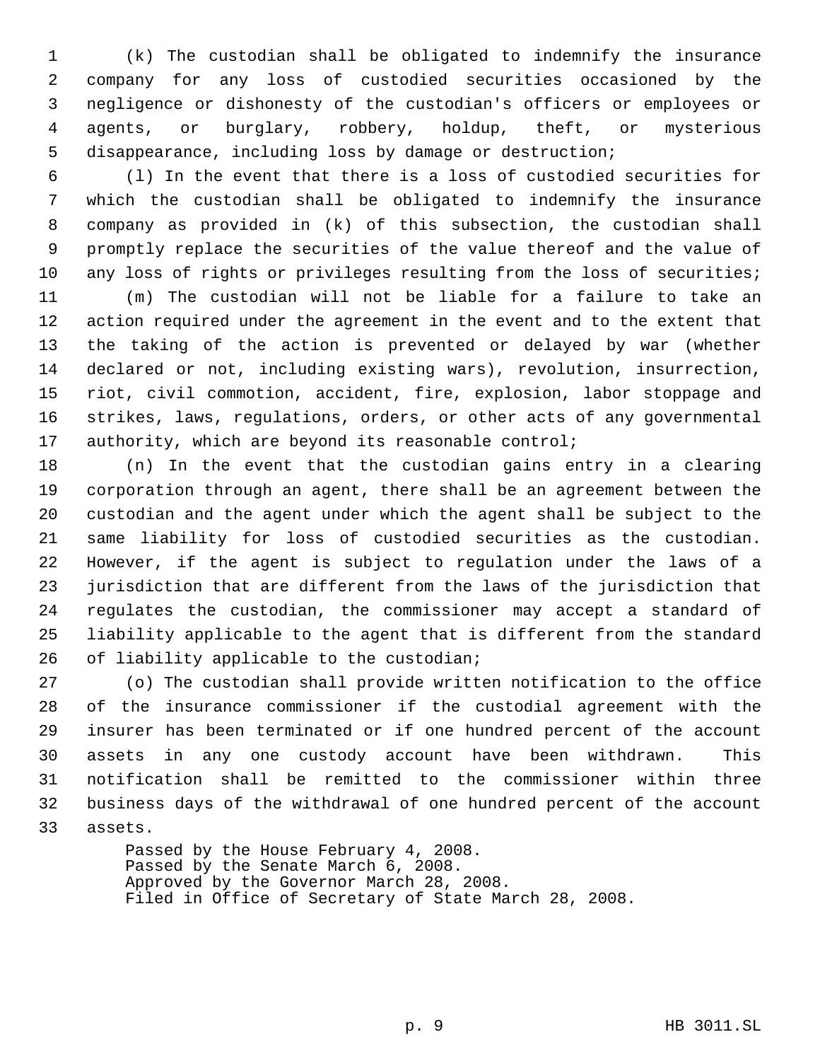(k) The custodian shall be obligated to indemnify the insurance company for any loss of custodied securities occasioned by the negligence or dishonesty of the custodian's officers or employees or agents, or burglary, robbery, holdup, theft, or mysterious disappearance, including loss by damage or destruction;

(l) In the event that there is a loss of custodied securities for which the custodian shall be obligated to indemnify the insurance company as provided in (k) of this subsection, the custodian shall promptly replace the securities of the value thereof and the value of any loss of rights or privileges resulting from the loss of securities;

(m) The custodian will not be liable for a failure to take an action required under the agreement in the event and to the extent that the taking of the action is prevented or delayed by war (whether declared or not, including existing wars), revolution, insurrection, riot, civil commotion, accident, fire, explosion, labor stoppage and strikes, laws, regulations, orders, or other acts of any governmental authority, which are beyond its reasonable control;

(n) In the event that the custodian gains entry in a clearing corporation through an agent, there shall be an agreement between the custodian and the agent under which the agent shall be subject to the same liability for loss of custodied securities as the custodian. However, if the agent is subject to regulation under the laws of a jurisdiction that are different from the laws of the jurisdiction that regulates the custodian, the commissioner may accept a standard of liability applicable to the agent that is different from the standard of liability applicable to the custodian;

(o) The custodian shall provide written notification to the office of the insurance commissioner if the custodial agreement with the insurer has been terminated or if one hundred percent of the account assets in any one custody account have been withdrawn. This notification shall be remitted to the commissioner within three business days of the withdrawal of one hundred percent of the account assets.

Passed by the House February 4, 2008.
Passed by the Senate March 6, 2008.
Approved by the Governor March 28, 2008.
Filed in Office of Secretary of State March 28, 2008.